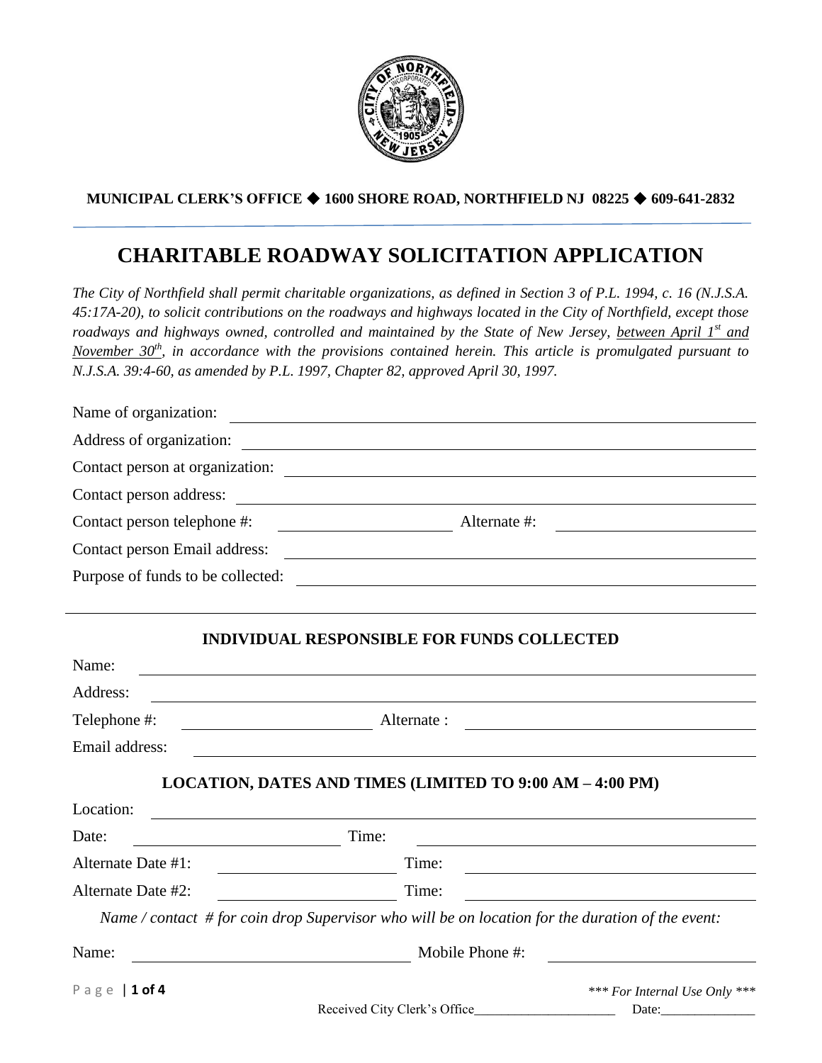**MUNICIPAL CLERK'S OFFICE ◆ 1600 SHORE ROAD, NORTHFIELD NJ 08225 ◆ 609-641-2832**

# CHARITABLE ROADWAY SOLICITATION APPLICATION

*The City of Northfield shall permit charitable organizations, as defined in Section 3 of P.L. 1994, c. 16 (N.J.S.A. 45:17A-20), to solicit contributions on the roadways and highways located in the City of Northfield, except those roadways and highways owned, controlled and maintained by the State of New Jersey, between April 1st and November 30th, in accordance with the provisions contained herein. This article is promulgated pursuant to N.J.S.A. 39:4-60, as amended by P.L. 1997, Chapter 82, approved April 30, 1997.*

Name of organization: ______________________________

Address of organization: ______________________________

Contact person at organization: ______________________________

Contact person address: ______________________________

Contact person telephone #: ______________ Alternate #: ______________

Contact person Email address: ______________________________

Purpose of funds to be collected: ______________________________

______________________________

### INDIVIDUAL RESPONSIBLE FOR FUNDS COLLECTED

Name: ______________________________

Address: ______________________________

Telephone #: ______________ Alternate : ______________

Email address: ______________________________

### LOCATION, DATES AND TIMES (LIMITED TO 9:00 AM – 4:00 PM)

Location: ______________________________

Date: ______________ Time: ______________

Alternate Date #1: ______________ Time: ______________

Alternate Date #2: ______________ Time: ______________

*Name / contact # for coin drop Supervisor who will be on location for the duration of the event:*

Name: ______________ Mobile Phone #: ______________

*\*\*\* For Internal Use Only \*\*\**

Received City Clerk's Office______________________ Date:______________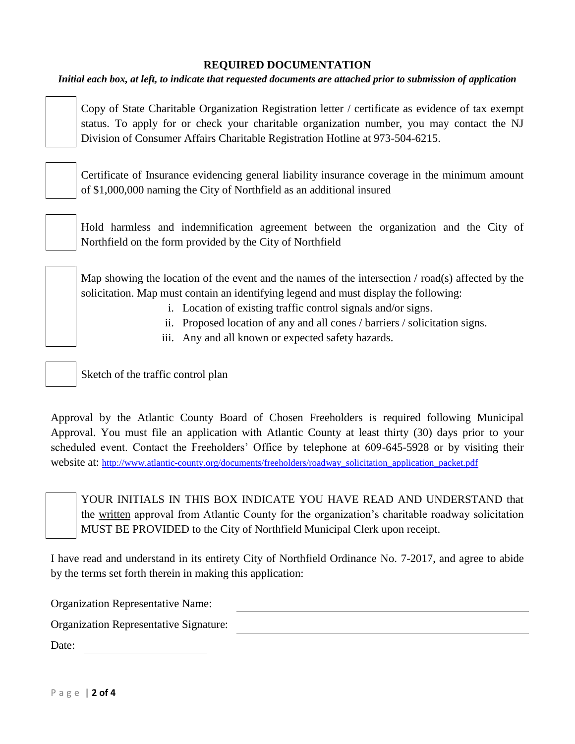## REQUIRED DOCUMENTATION

***Initial each box, at left, to indicate that requested documents are attached prior to submission of application***

☐ Copy of State Charitable Organization Registration letter / certificate as evidence of tax exempt status. To apply for or check your charitable organization number, you may contact the NJ Division of Consumer Affairs Charitable Registration Hotline at 973-504-6215.

☐ Certificate of Insurance evidencing general liability insurance coverage in the minimum amount of $1,000,000 naming the City of Northfield as an additional insured

☐ Hold harmless and indemnification agreement between the organization and the City of Northfield on the form provided by the City of Northfield

☐ Map showing the location of the event and the names of the intersection / road(s) affected by the solicitation. Map must contain an identifying legend and must display the following:

  i. Location of existing traffic control signals and/or signs.
  ii. Proposed location of any and all cones / barriers / solicitation signs.
  iii. Any and all known or expected safety hazards.

☐ Sketch of the traffic control plan

Approval by the Atlantic County Board of Chosen Freeholders is required following Municipal Approval. You must file an application with Atlantic County at least thirty (30) days prior to your scheduled event. Contact the Freeholders' Office by telephone at 609-645-5928 or by visiting their website at: http://www.atlantic-county.org/documents/freeholders/roadway_solicitation_application_packet.pdf

☐ YOUR INITIALS IN THIS BOX INDICATE YOU HAVE READ AND UNDERSTAND that the written approval from Atlantic County for the organization's charitable roadway solicitation MUST BE PROVIDED to the City of Northfield Municipal Clerk upon receipt.

I have read and understand in its entirety City of Northfield Ordinance No. 7-2017, and agree to abide by the terms set forth therein in making this application:

Organization Representative Name: ______________________________

Organization Representative Signature: ______________________________

Date: ____________________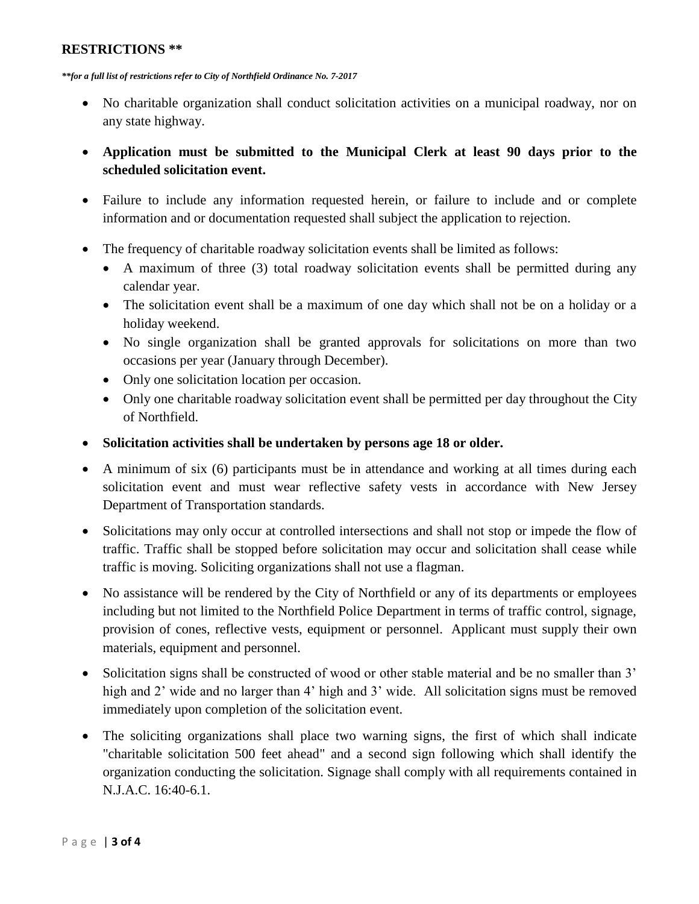## RESTRICTIONS **

***for a full list of restrictions refer to City of Northfield Ordinance No. 7-2017*

- No charitable organization shall conduct solicitation activities on a municipal roadway, nor on any state highway.
- **Application must be submitted to the Municipal Clerk at least 90 days prior to the scheduled solicitation event.**
- Failure to include any information requested herein, or failure to include and or complete information and or documentation requested shall subject the application to rejection.
- The frequency of charitable roadway solicitation events shall be limited as follows:
  - A maximum of three (3) total roadway solicitation events shall be permitted during any calendar year.
  - The solicitation event shall be a maximum of one day which shall not be on a holiday or a holiday weekend.
  - No single organization shall be granted approvals for solicitations on more than two occasions per year (January through December).
  - Only one solicitation location per occasion.
  - Only one charitable roadway solicitation event shall be permitted per day throughout the City of Northfield.
- **Solicitation activities shall be undertaken by persons age 18 or older.**
- A minimum of six (6) participants must be in attendance and working at all times during each solicitation event and must wear reflective safety vests in accordance with New Jersey Department of Transportation standards.
- Solicitations may only occur at controlled intersections and shall not stop or impede the flow of traffic. Traffic shall be stopped before solicitation may occur and solicitation shall cease while traffic is moving. Soliciting organizations shall not use a flagman.
- No assistance will be rendered by the City of Northfield or any of its departments or employees including but not limited to the Northfield Police Department in terms of traffic control, signage, provision of cones, reflective vests, equipment or personnel. Applicant must supply their own materials, equipment and personnel.
- Solicitation signs shall be constructed of wood or other stable material and be no smaller than 3' high and 2' wide and no larger than 4' high and 3' wide. All solicitation signs must be removed immediately upon completion of the solicitation event.
- The soliciting organizations shall place two warning signs, the first of which shall indicate "charitable solicitation 500 feet ahead" and a second sign following which shall identify the organization conducting the solicitation. Signage shall comply with all requirements contained in N.J.A.C. 16:40-6.1.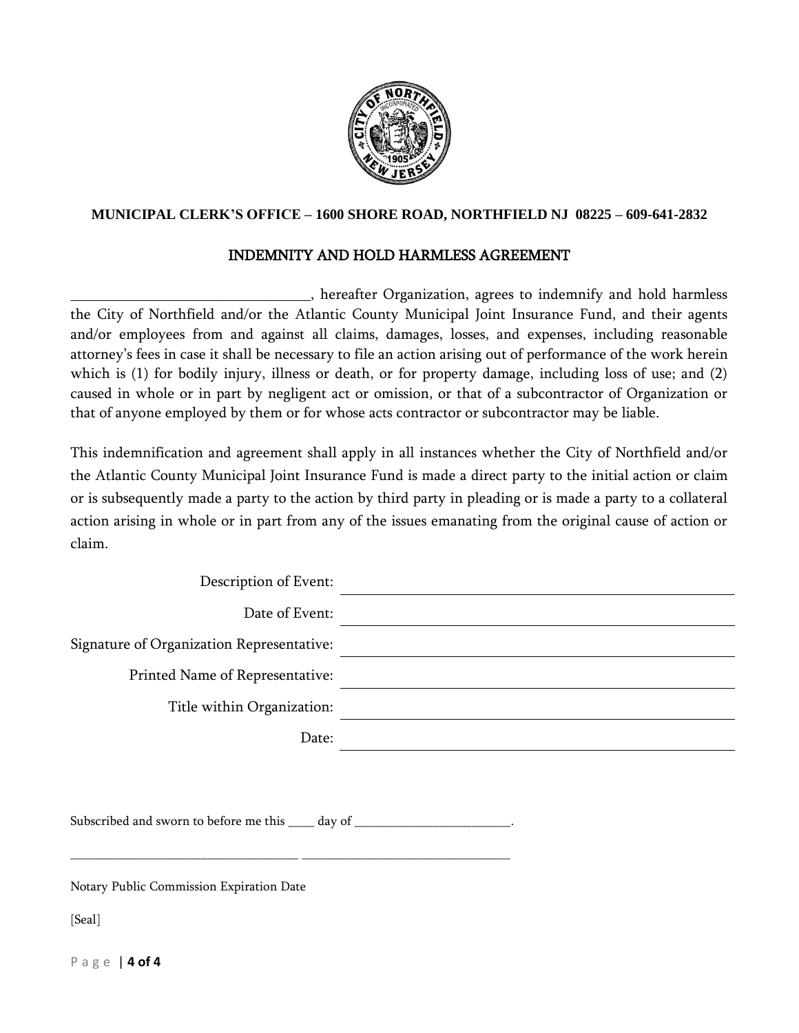**MUNICIPAL CLERK'S OFFICE – 1600 SHORE ROAD, NORTHFIELD NJ 08225 – 609-641-2832**

## INDEMNITY AND HOLD HARMLESS AGREEMENT

________________________________, hereafter Organization, agrees to indemnify and hold harmless the City of Northfield and/or the Atlantic County Municipal Joint Insurance Fund, and their agents and/or employees from and against all claims, damages, losses, and expenses, including reasonable attorney's fees in case it shall be necessary to file an action arising out of performance of the work herein which is (1) for bodily injury, illness or death, or for property damage, including loss of use; and (2) caused in whole or in part by negligent act or omission, or that of a subcontractor of Organization or that of anyone employed by them or for whose acts contractor or subcontractor may be liable.

This indemnification and agreement shall apply in all instances whether the City of Northfield and/or the Atlantic County Municipal Joint Insurance Fund is made a direct party to the initial action or claim or is subsequently made a party to the action by third party in pleading or is made a party to a collateral action arising in whole or in part from any of the issues emanating from the original cause of action or claim.

Description of Event: ________________________________

Date of Event: ________________________________

Signature of Organization Representative: ________________________________

Printed Name of Representative: ________________________________

Title within Organization: ________________________________

Date: ________________________________

Subscribed and sworn to before me this ____ day of ________________________.

________________________________ ________________________________

Notary Public Commission Expiration Date

[Seal]